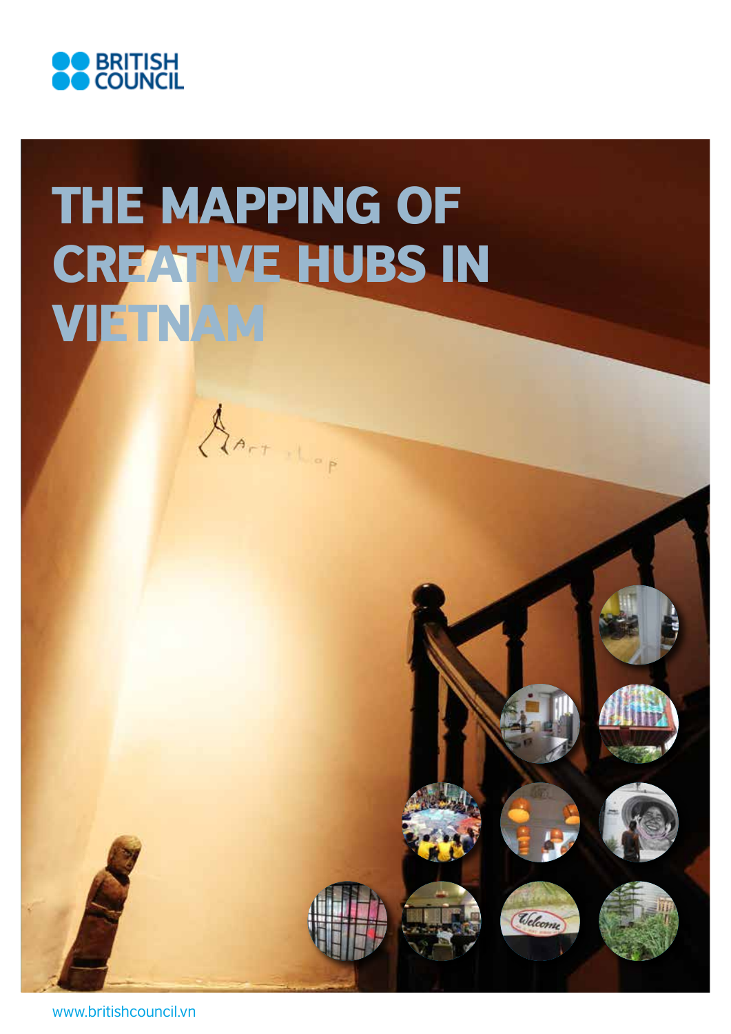BRITISH COUNCIL

# THE MAPPING OF CREATIVE HUBS IN VIETNAM

www.britishcouncil.vn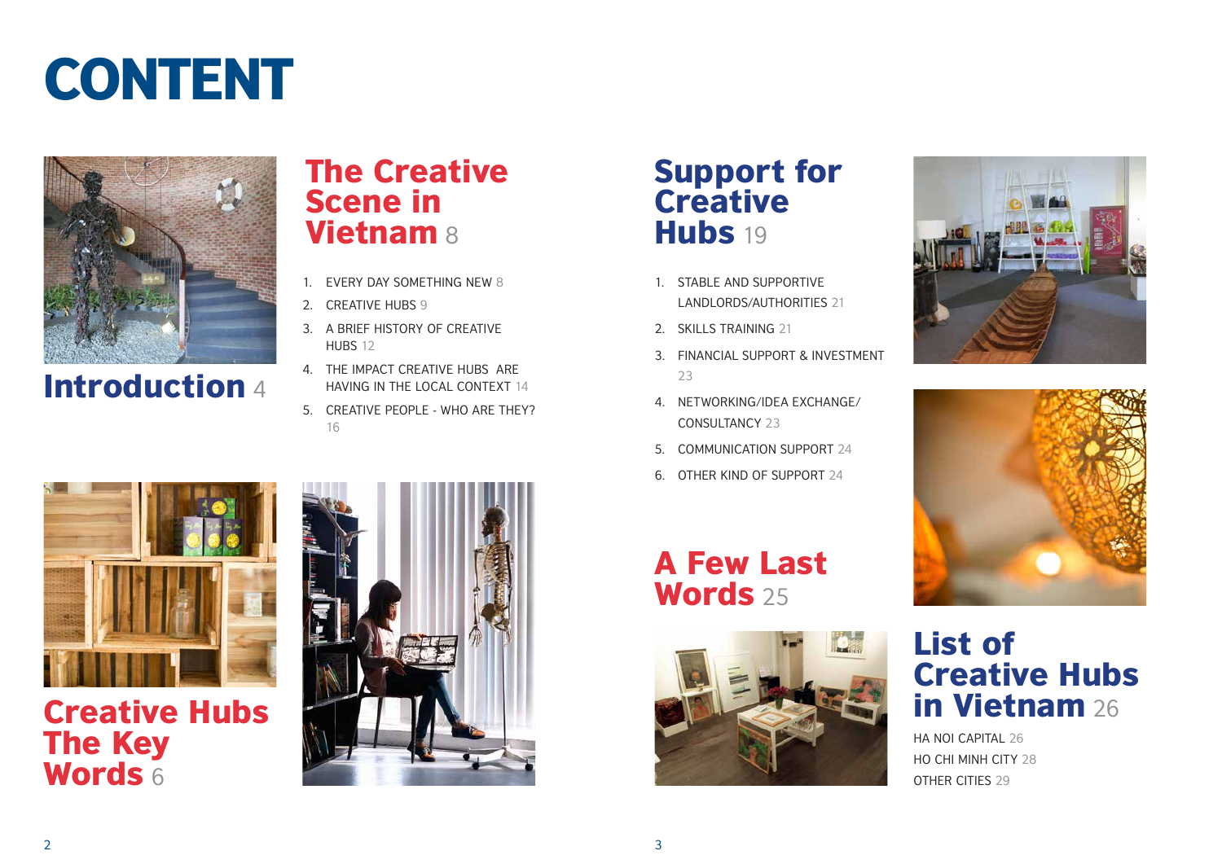# CONTENT

## Introduction 4

## Creative Hubs The Key Words 6

## The Creative Scene in Vietnam 8

1. EVERY DAY SOMETHING NEW 8
2. CREATIVE HUBS 9
3. A BRIEF HISTORY OF CREATIVE HUBS 12
4. THE IMPACT CREATIVE HUBS ARE HAVING IN THE LOCAL CONTEXT 14
5. CREATIVE PEOPLE - WHO ARE THEY? 16

## Support for Creative Hubs 19

1. STABLE AND SUPPORTIVE LANDLORDS/AUTHORITIES 21
2. SKILLS TRAINING 21
3. FINANCIAL SUPPORT & INVESTMENT 23
4. NETWORKING/IDEA EXCHANGE/ CONSULTANCY 23
5. COMMUNICATION SUPPORT 24
6. OTHER KIND OF SUPPORT 24

## A Few Last Words 25

## List of Creative Hubs in Vietnam 26

HA NOI CAPITAL 26
HO CHI MINH CITY 28
OTHER CITIES 29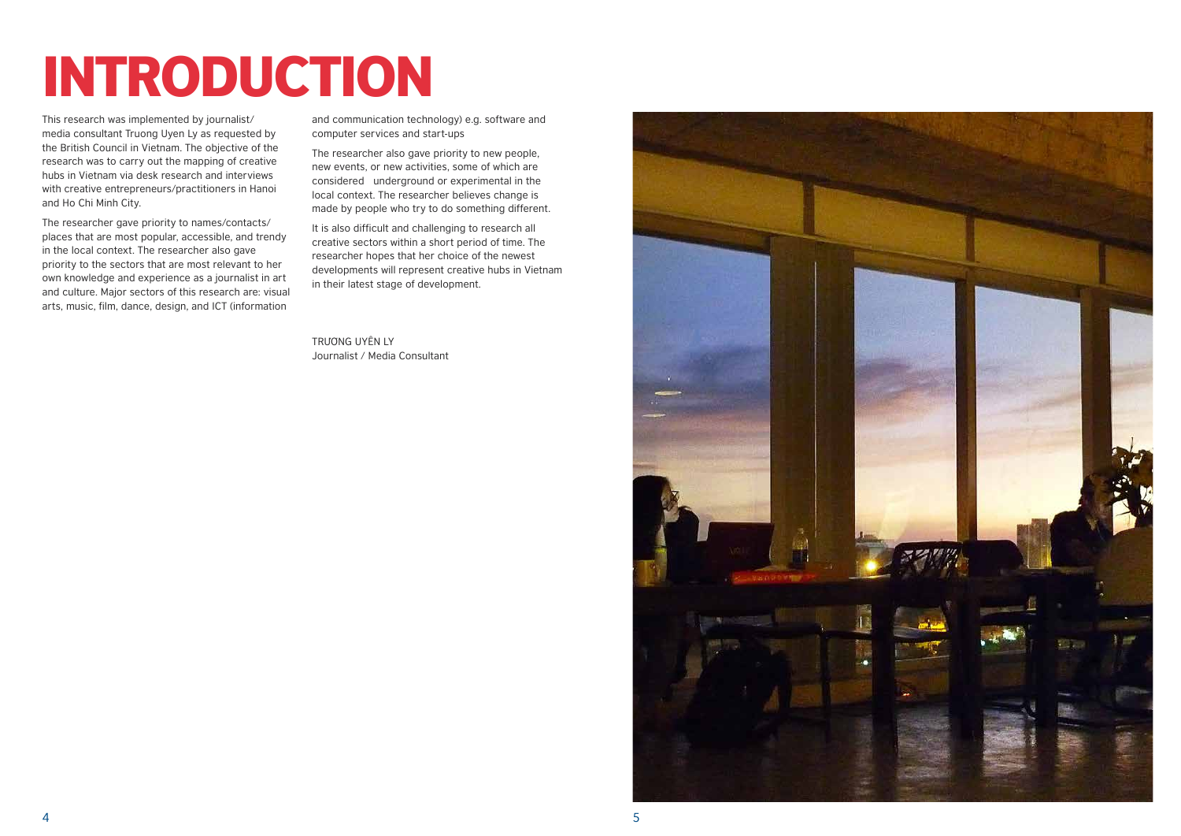# INTRODUCTION

This research was implemented by journalist/ media consultant Truong Uyen Ly as requested by the British Council in Vietnam. The objective of the research was to carry out the mapping of creative hubs in Vietnam via desk research and interviews with creative entrepreneurs/practitioners in Hanoi and Ho Chi Minh City.

The researcher gave priority to names/contacts/ places that are most popular, accessible, and trendy in the local context. The researcher also gave priority to the sectors that are most relevant to her own knowledge and experience as a journalist in art and culture. Major sectors of this research are: visual arts, music, film, dance, design, and ICT (information and communication technology) e.g. software and computer services and start-ups

The researcher also gave priority to new people, new events, or new activities, some of which are considered underground or experimental in the local context. The researcher believes change is made by people who try to do something different.

It is also difficult and challenging to research all creative sectors within a short period of time. The researcher hopes that her choice of the newest developments will represent creative hubs in Vietnam in their latest stage of development.

TRƯƠNG UYÊN LY
Journalist / Media Consultant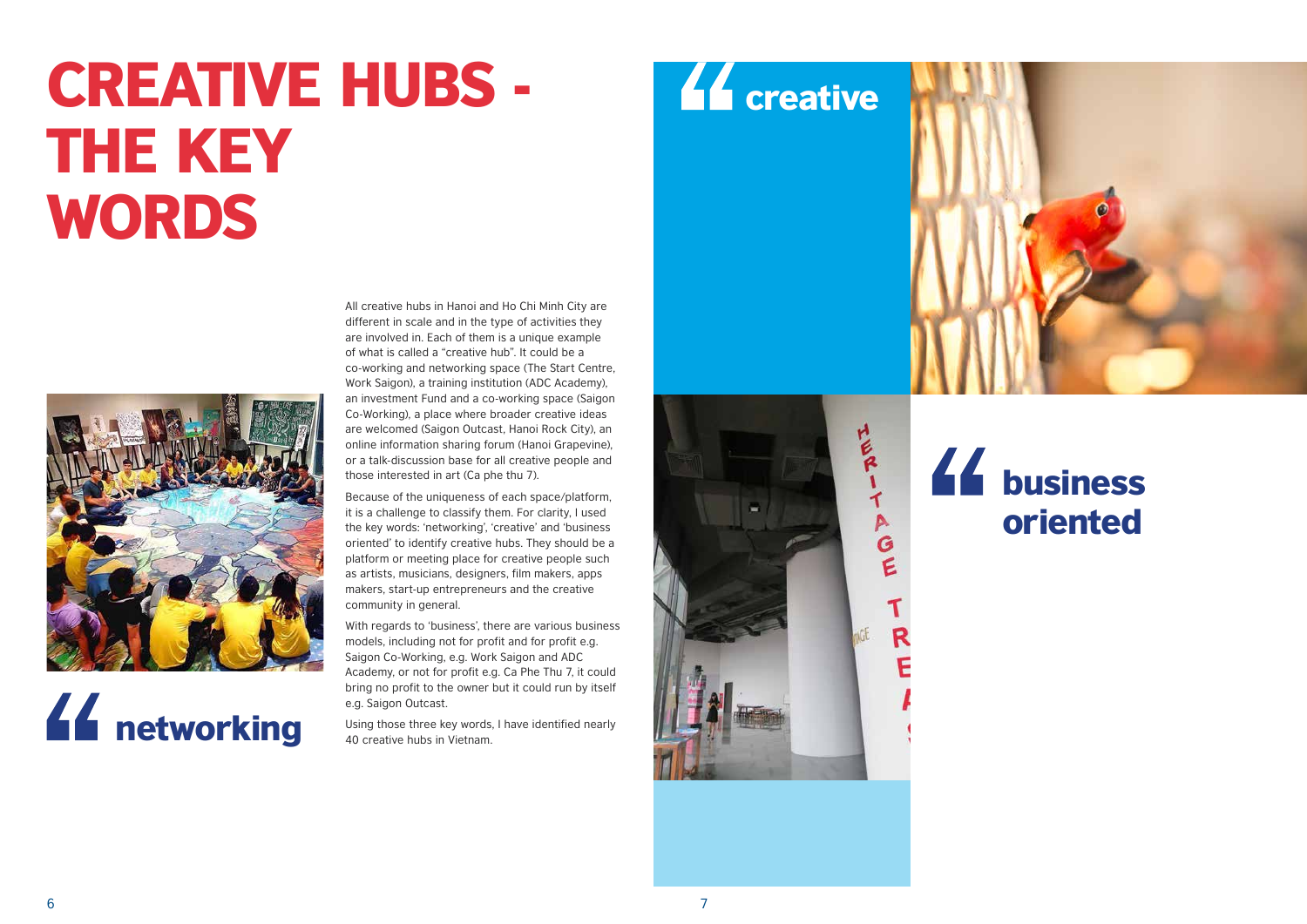# CREATIVE HUBS - THE KEY WORDS

All creative hubs in Hanoi and Ho Chi Minh City are different in scale and in the type of activities they are involved in. Each of them is a unique example of what is called a "creative hub". It could be a co-working and networking space (The Start Centre, Work Saigon), a training institution (ADC Academy), an investment Fund and a co-working space (Saigon Co-Working), a place where broader creative ideas are welcomed (Saigon Outcast, Hanoi Rock City), an online information sharing forum (Hanoi Grapevine), or a talk-discussion base for all creative people and those interested in art (Ca phe thu 7).

Because of the uniqueness of each space/platform, it is a challenge to classify them. For clarity, I used the key words: 'networking', 'creative' and 'business oriented' to identify creative hubs. They should be a platform or meeting place for creative people such as artists, musicians, designers, film makers, apps makers, start-up entrepreneurs and the creative community in general.

With regards to 'business', there are various business models, including not for profit and for profit e.g. Saigon Co-Working, e.g. Work Saigon and ADC Academy, or not for profit e.g. Ca Phe Thu 7, it could bring no profit to the owner but it could run by itself e.g. Saigon Outcast.

Using those three key words, I have identified nearly 40 creative hubs in Vietnam.

## “ networking

## “ creative

## “ business oriented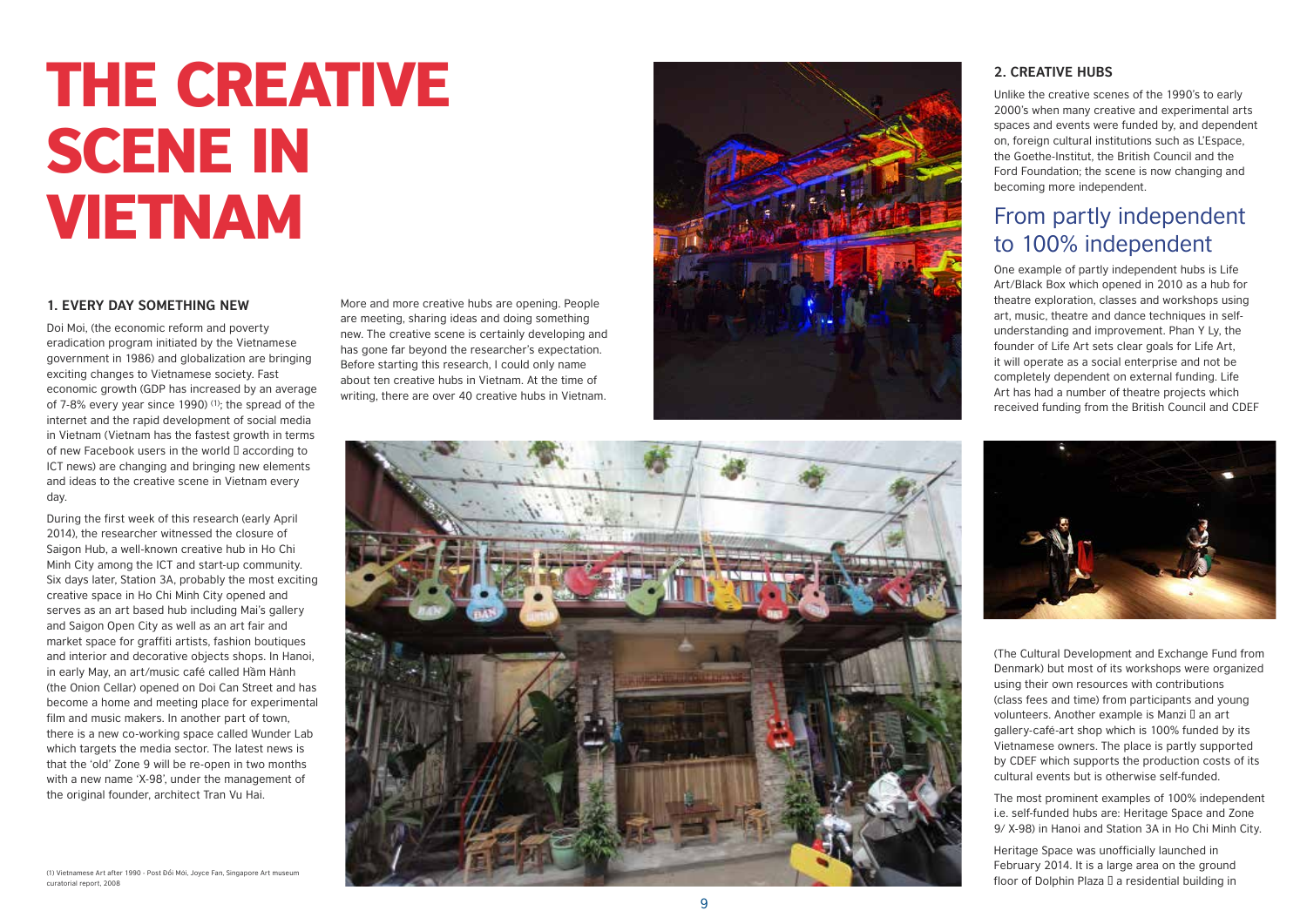# THE CREATIVE SCENE IN VIETNAM

## 1. EVERY DAY SOMETHING NEW

Doi Moi, (the economic reform and poverty eradication program initiated by the Vietnamese government in 1986) and globalization are bringing exciting changes to Vietnamese society. Fast economic growth (GDP has increased by an average of 7-8% every year since 1990) [1]; the spread of the internet and the rapid development of social media in Vietnam (Vietnam has the fastest growth in terms of new Facebook users in the world  according to ICT news) are changing and bringing new elements and ideas to the creative scene in Vietnam every day.

During the first week of this research (early April 2014), the researcher witnessed the closure of Saigon Hub, a well-known creative hub in Ho Chi Minh City among the ICT and start-up community. Six days later, Station 3A, probably the most exciting creative space in Ho Chi Minh City opened and serves as an art based hub including Mai's gallery and Saigon Open City as well as an art fair and market space for graffiti artists, fashion boutiques and interior and decorative objects shops. In Hanoi, in early May, an art/music café called Hầm Hành (the Onion Cellar) opened on Doi Can Street and has become a home and meeting place for experimental film and music makers. In another part of town, there is a new co-working space called Wunder Lab which targets the media sector. The latest news is that the 'old' Zone 9 will be re-open in two months with a new name 'X-98', under the management of the original founder, architect Tran Vu Hai.

More and more creative hubs are opening. People are meeting, sharing ideas and doing something new. The creative scene is certainly developing and has gone far beyond the researcher's expectation. Before starting this research, I could only name about ten creative hubs in Vietnam. At the time of writing, there are over 40 creative hubs in Vietnam.

(1) Vietnamese Art after 1990 - Post Đổi Mới, Joyce Fan, Singapore Art museum curatorial report, 2008

## 2. CREATIVE HUBS

Unlike the creative scenes of the 1990's to early 2000's when many creative and experimental arts spaces and events were funded by, and dependent on, foreign cultural institutions such as L'Espace, the Goethe-Institut, the British Council and the Ford Foundation; the scene is now changing and becoming more independent.

### From partly independent to 100% independent

One example of partly independent hubs is Life Art/Black Box which opened in 2010 as a hub for theatre exploration, classes and workshops using art, music, theatre and dance techniques in self-understanding and improvement. Phan Y Ly, the founder of Life Art sets clear goals for Life Art, it will operate as a social enterprise and not be completely dependent on external funding. Life Art has had a number of theatre projects which received funding from the British Council and CDEF (The Cultural Development and Exchange Fund from Denmark) but most of its workshops were organized using their own resources with contributions (class fees and time) from participants and young volunteers. Another example is Manzi  an art gallery-café-art shop which is 100% funded by its Vietnamese owners. The place is partly supported by CDEF which supports the production costs of its cultural events but is otherwise self-funded.

The most prominent examples of 100% independent i.e. self-funded hubs are: Heritage Space and Zone 9/ X-98) in Hanoi and Station 3A in Ho Chi Minh City.

Heritage Space was unofficially launched in February 2014. It is a large area on the ground floor of Dolphin Plaza  a residential building in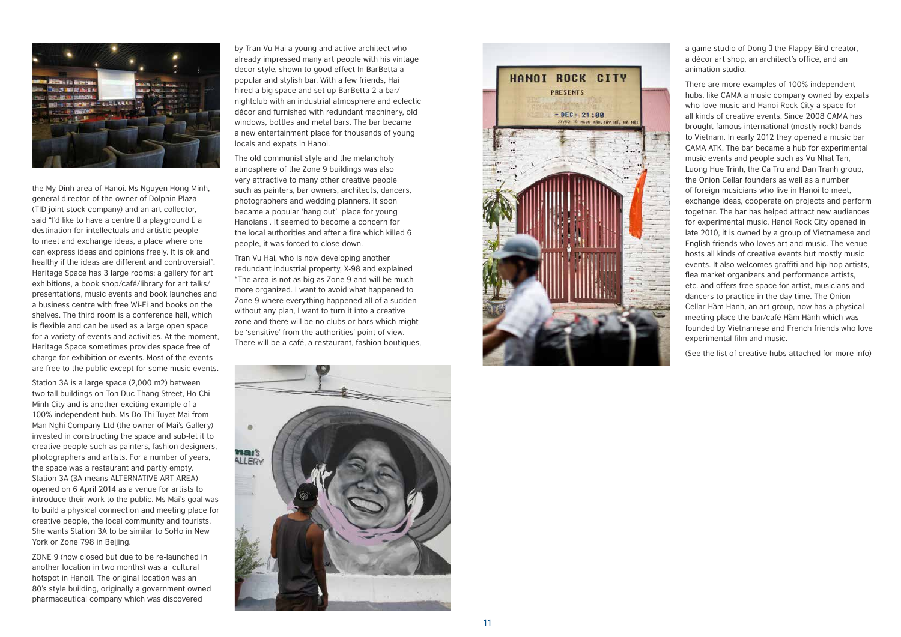the My Dinh area of Hanoi. Ms Nguyen Hong Minh, general director of the owner of Dolphin Plaza (TID joint-stock company) and an art collector, said "I'd like to have a centre  a playground  a destination for intellectuals and artistic people to meet and exchange ideas, a place where one can express ideas and opinions freely. It is ok and healthy if the ideas are different and controversial". Heritage Space has 3 large rooms; a gallery for art exhibitions, a book shop/café/library for art talks/ presentations, music events and book launches and a business centre with free Wi-Fi and books on the shelves. The third room is a conference hall, which is flexible and can be used as a large open space for a variety of events and activities. At the moment, Heritage Space sometimes provides space free of charge for exhibition or events. Most of the events are free to the public except for some music events.

Station 3A is a large space (2,000 m2) between two tall buildings on Ton Duc Thang Street, Ho Chi Minh City and is another exciting example of a 100% independent hub. Ms Do Thi Tuyet Mai from Man Nghi Company Ltd (the owner of Mai's Gallery) invested in constructing the space and sub-let it to creative people such as painters, fashion designers, photographers and artists. For a number of years, the space was a restaurant and partly empty. Station 3A (3A means ALTERNATIVE ART AREA) opened on 6 April 2014 as a venue for artists to introduce their work to the public. Ms Mai's goal was to build a physical connection and meeting place for creative people, the local community and tourists. She wants Station 3A to be similar to SoHo in New York or Zone 798 in Beijing.

ZONE 9 (now closed but due to be re-launched in another location in two months) was a cultural hotspot in Hanoi]. The original location was an 80's style building, originally a government owned pharmaceutical company which was discovered by Tran Vu Hai a young and active architect who already impressed many art people with his vintage decor style, shown to good effect In BarBetta a popular and stylish bar. With a few friends, Hai hired a big space and set up BarBetta 2 a bar/ nightclub with an industrial atmosphere and eclectic décor and furnished with redundant machinery, old windows, bottles and metal bars. The bar became a new entertainment place for thousands of young locals and expats in Hanoi.

The old communist style and the melancholy atmosphere of the Zone 9 buildings was also very attractive to many other creative people such as painters, bar owners, architects, dancers, photographers and wedding planners. It soon became a popular 'hang out' place for young Hanoians . It seemed to become a concern for the local authorities and after a fire which killed 6 people, it was forced to close down.

Tran Vu Hai, who is now developing another redundant industrial property, X-98 and explained "The area is not as big as Zone 9 and will be much more organized. I want to avoid what happened to Zone 9 where everything happened all of a sudden without any plan, I want to turn it into a creative zone and there will be no clubs or bars which might be 'sensitive' from the authorities' point of view. There will be a café, a restaurant, fashion boutiques, a game studio of Dong  the Flappy Bird creator, a décor art shop, an architect's office, and an animation studio.

There are more examples of 100% independent hubs, like CAMA a music company owned by expats who love music and Hanoi Rock City a space for all kinds of creative events. Since 2008 CAMA has brought famous international (mostly rock) bands to Vietnam. In early 2012 they opened a music bar CAMA ATK. The bar became a hub for experimental music events and people such as Vu Nhat Tan, Luong Hue Trinh, the Ca Tru and Dan Tranh group, the Onion Cellar founders as well as a number of foreign musicians who live in Hanoi to meet, exchange ideas, cooperate on projects and perform together. The bar has helped attract new audiences for experimental music. Hanoi Rock City opened in late 2010, it is owned by a group of Vietnamese and English friends who loves art and music. The venue hosts all kinds of creative events but mostly music events. It also welcomes graffiti and hip hop artists, flea market organizers and performance artists, etc. and offers free space for artist, musicians and dancers to practice in the day time. The Onion Cellar Hầm Hành, an art group, now has a physical meeting place the bar/café Hầm Hành which was founded by Vietnamese and French friends who love experimental film and music.

(See the list of creative hubs attached for more info)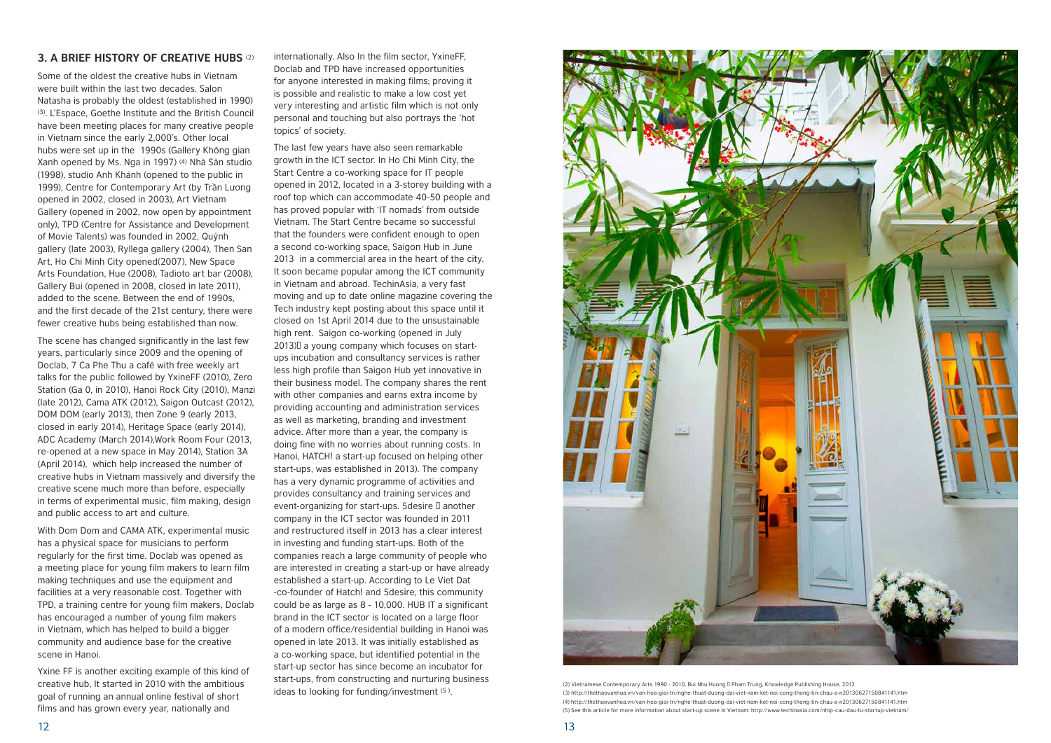## 3. A BRIEF HISTORY OF CREATIVE HUBS [2]

Some of the oldest the creative hubs in Vietnam were built within the last two decades. Salon Natasha is probably the oldest (established in 1990) [3]. L'Espace, Goethe Institute and the British Council have been meeting places for many creative people in Vietnam since the early 2,000's. Other local hubs were set up in the 1990s (Gallery Không gian Xanh opened by Ms. Nga in 1997) [4] Nhà Sàn studio (1998), studio Anh Khánh (opened to the public in 1999), Centre for Contemporary Art (by Trần Luơng opened in 2002, closed in 2003), Art Vietnam Gallery (opened in 2002, now open by appointment only), TPD (Centre for Assistance and Development of Movie Talents) was founded in 2002, Quỳnh gallery (late 2003), Ryllega gallery (2004), Then San Art, Ho Chi Minh City opened(2007), New Space Arts Foundation, Hue (2008), Tadioto art bar (2008), Gallery Bui (opened in 2008, closed in late 2011), added to the scene. Between the end of 1990s, and the first decade of the 21st century, there were fewer creative hubs being established than now.

The scene has changed significantly in the last few years, particularly since 2009 and the opening of Doclab, 7 Ca Phe Thu a café with free weekly art talks for the public followed by YxineFF (2010), Zero Station (Ga 0, in 2010), Hanoi Rock City (2010), Manzi (late 2012), Cama ATK (2012), Saigon Outcast (2012), DOM DOM (early 2013), then Zone 9 (early 2013, closed in early 2014), Heritage Space (early 2014), ADC Academy (March 2014),Work Room Four (2013, re-opened at a new space in May 2014), Station 3A (April 2014), which help increased the number of creative hubs in Vietnam massively and diversify the creative scene much more than before, especially in terms of experimental music, film making, design and public access to art and culture.

With Dom Dom and CAMA ATK, experimental music has a physical space for musicians to perform regularly for the first time. Doclab was opened as a meeting place for young film makers to learn film making techniques and use the equipment and facilities at a very reasonable cost. Together with TPD, a training centre for young film makers, Doclab has encouraged a number of young film makers in Vietnam, which has helped to build a bigger community and audience base for the creative scene in Hanoi.

Yxine FF is another exciting example of this kind of creative hub, It started in 2010 with the ambitious goal of running an annual online festival of short films and has grown every year, nationally and internationally. Also In the film sector, YxineFF, Doclab and TPD have increased opportunities for anyone interested in making films; proving it is possible and realistic to make a low cost yet very interesting and artistic film which is not only personal and touching but also portrays the 'hot topics' of society.

The last few years have also seen remarkable growth in the ICT sector. In Ho Chi Minh City, the Start Centre a co-working space for IT people opened in 2012, located in a 3-storey building with a roof top which can accommodate 40-50 people and has proved popular with 'IT nomads' from outside Vietnam. The Start Centre became so successful that the founders were confident enough to open a second co-working space, Saigon Hub in June 2013 in a commercial area in the heart of the city. It soon became popular among the ICT community in Vietnam and abroad. TechinAsia, a very fast moving and up to date online magazine covering the Tech industry kept posting about this space until it closed on 1st April 2014 due to the unsustainable high rent. Saigon co-working (opened in July 2013)– a young company which focuses on start-ups incubation and consultancy services is rather less high profile than Saigon Hub yet innovative in their business model. The company shares the rent with other companies and earns extra income by providing accounting and administration services as well as marketing, branding and investment advice. After more than a year, the company is doing fine with no worries about running costs. In Hanoi, HATCH! a start-up focused on helping other start-ups, was established in 2013). The company has a very dynamic programme of activities and provides consultancy and training services and event-organizing for start-ups. 5desire – another company in the ICT sector was founded in 2011 and restructured itself in 2013 has a clear interest in investing and funding start-ups. Both of the companies reach a large community of people who are interested in creating a start-up or have already established a start-up. According to Le Viet Dat -co-founder of Hatch! and 5desire, this community could be as large as 8 - 10,000. HUB IT a significant brand in the ICT sector is located on a large floor of a modern office/residential building in Hanoi was opened in late 2013. It was initially established as a co-working space, but identified potential in the start-up sector has since become an incubator for start-ups, from constructing and nurturing business ideas to looking for funding/investment [5].

(2) Vietnamese Contemporary Arts 1990 - 2010, Bui Nhu Huong – Pham Trung, Knowledge Publishing House, 2012
(3) http://thethaovanhoa.vn/van-hoa-giai-tri/nghe-thuat-duong-dai-viet-nam-ket-noi-cong-thong-tin-chau-a-n20130627150841141.htm
(4) http://thethaovanhoa.vn/van-hoa-giai-tri/nghe-thuat-duong-dai-viet-nam-ket-noi-cong-thong-tin-chau-a-n20130627150841141.htm
(5) See this article for more information about start-up scene in Vietnam: http://www.techinasia.com/nhip-cau-dau-tu-startup-vietnam/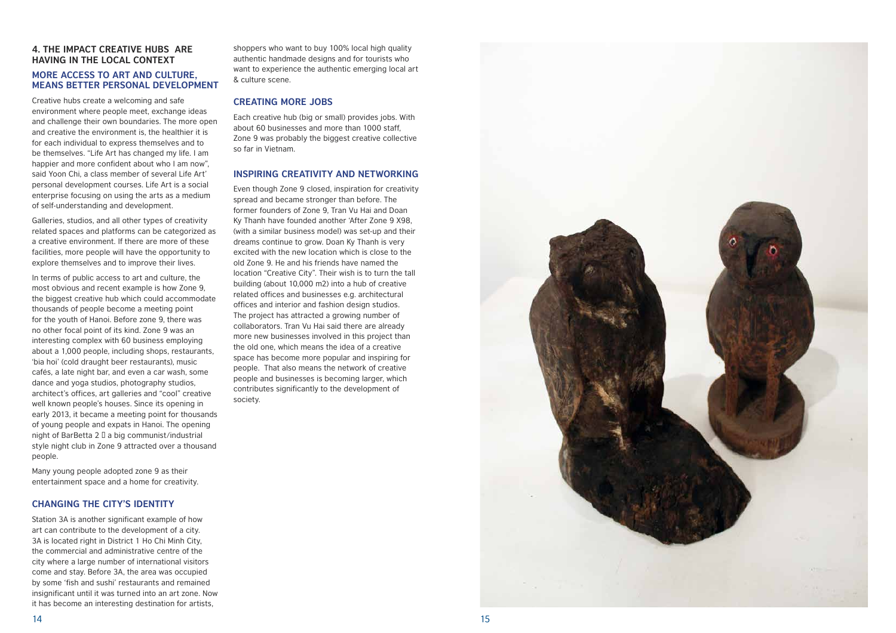## 4. THE IMPACT CREATIVE HUBS ARE HAVING IN THE LOCAL CONTEXT

### MORE ACCESS TO ART AND CULTURE, MEANS BETTER PERSONAL DEVELOPMENT

Creative hubs create a welcoming and safe environment where people meet, exchange ideas and challenge their own boundaries. The more open and creative the environment is, the healthier it is for each individual to express themselves and to be themselves. "Life Art has changed my life. I am happier and more confident about who I am now", said Yoon Chi, a class member of several Life Art' personal development courses. Life Art is a social enterprise focusing on using the arts as a medium of self-understanding and development.

Galleries, studios, and all other types of creativity related spaces and platforms can be categorized as a creative environment. If there are more of these facilities, more people will have the opportunity to explore themselves and to improve their lives.

In terms of public access to art and culture, the most obvious and recent example is how Zone 9, the biggest creative hub which could accommodate thousands of people become a meeting point for the youth of Hanoi. Before zone 9, there was no other focal point of its kind. Zone 9 was an interesting complex with 60 business employing about a 1,000 people, including shops, restaurants, 'bia hoi' (cold draught beer restaurants), music cafés, a late night bar, and even a car wash, some dance and yoga studios, photography studios, architect's offices, art galleries and "cool" creative well known people's houses. Since its opening in early 2013, it became a meeting point for thousands of young people and expats in Hanoi. The opening night of BarBetta 2 – a big communist/industrial style night club in Zone 9 attracted over a thousand people.

Many young people adopted zone 9 as their entertainment space and a home for creativity.

### CHANGING THE CITY'S IDENTITY

Station 3A is another significant example of how art can contribute to the development of a city. 3A is located right in District 1 Ho Chi Minh City, the commercial and administrative centre of the city where a large number of international visitors come and stay. Before 3A, the area was occupied by some 'fish and sushi' restaurants and remained insignificant until it was turned into an art zone. Now it has become an interesting destination for artists, shoppers who want to buy 100% local high quality authentic handmade designs and for tourists who want to experience the authentic emerging local art & culture scene.

### CREATING MORE JOBS

Each creative hub (big or small) provides jobs. With about 60 businesses and more than 1000 staff, Zone 9 was probably the biggest creative collective so far in Vietnam.

### INSPIRING CREATIVITY AND NETWORKING

Even though Zone 9 closed, inspiration for creativity spread and became stronger than before. The former founders of Zone 9, Tran Vu Hai and Doan Ky Thanh have founded another 'After Zone 9 X98, (with a similar business model) was set-up and their dreams continue to grow. Doan Ky Thanh is very excited with the new location which is close to the old Zone 9. He and his friends have named the location "Creative City". Their wish is to turn the tall building (about 10,000 m2) into a hub of creative related offices and businesses e.g. architectural offices and interior and fashion design studios. The project has attracted a growing number of collaborators. Tran Vu Hai said there are already more new businesses involved in this project than the old one, which means the idea of a creative space has become more popular and inspiring for people. That also means the network of creative people and businesses is becoming larger, which contributes significantly to the development of society.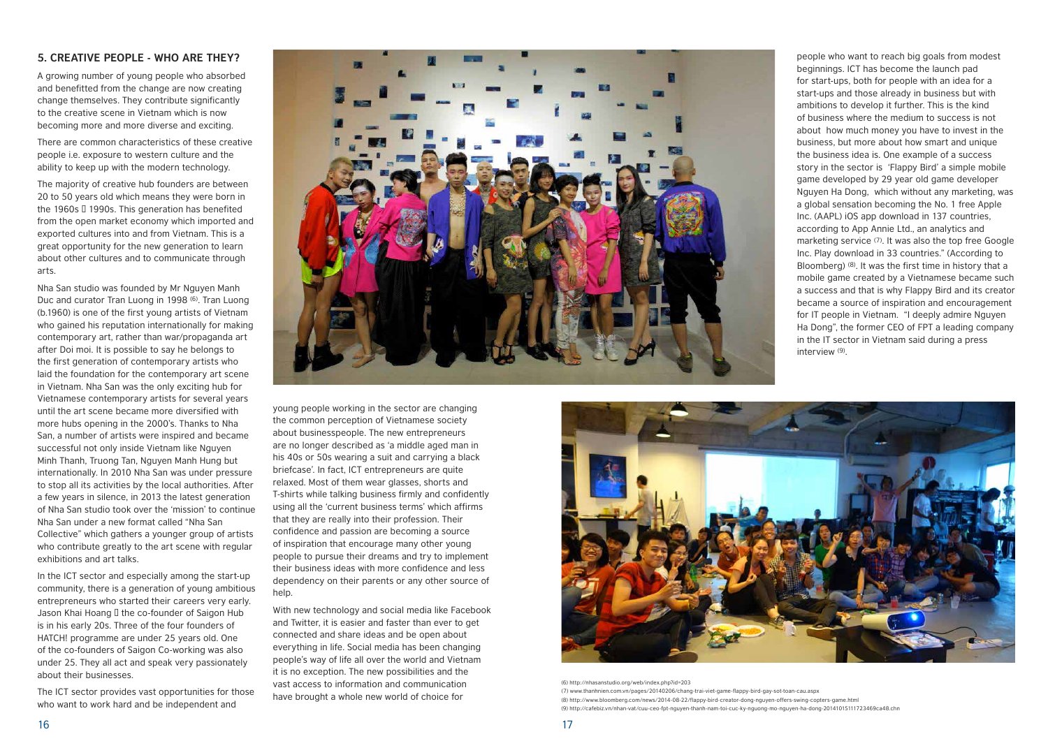## 5. CREATIVE PEOPLE - WHO ARE THEY?

A growing number of young people who absorbed and benefitted from the change are now creating change themselves. They contribute significantly to the creative scene in Vietnam which is now becoming more and more diverse and exciting.

There are common characteristics of these creative people i.e. exposure to western culture and the ability to keep up with the modern technology.

The majority of creative hub founders are between 20 to 50 years old which means they were born in the 1960s – 1990s. This generation has benefited from the open market economy which imported and exported cultures into and from Vietnam. This is a great opportunity for the new generation to learn about other cultures and to communicate through arts.

Nha San studio was founded by Mr Nguyen Manh Duc and curator Tran Luong in 1998 [6]. Tran Luong (b.1960) is one of the first young artists of Vietnam who gained his reputation internationally for making contemporary art, rather than war/propaganda art after Doi moi. It is possible to say he belongs to the first generation of contemporary artists who laid the foundation for the contemporary art scene in Vietnam. Nha San was the only exciting hub for Vietnamese contemporary artists for several years until the art scene became more diversified with more hubs opening in the 2000's. Thanks to Nha San, a number of artists were inspired and became successful not only inside Vietnam like Nguyen Minh Thanh, Truong Tan, Nguyen Manh Hung but internationally. In 2010 Nha San was under pressure to stop all its activities by the local authorities. After a few years in silence, in 2013 the latest generation of Nha San studio took over the 'mission' to continue Nha San under a new format called "Nha San Collective" which gathers a younger group of artists who contribute greatly to the art scene with regular exhibitions and art talks.

In the ICT sector and especially among the start-up community, there is a generation of young ambitious entrepreneurs who started their careers very early. Jason Khai Hoang – the co-founder of Saigon Hub is in his early 20s. Three of the four founders of HATCH! programme are under 25 years old. One of the co-founders of Saigon Co-working was also under 25. They all act and speak very passionately about their businesses.

The ICT sector provides vast opportunities for those who want to work hard and be independent and young people working in the sector are changing the common perception of Vietnamese society about businesspeople. The new entrepreneurs are no longer described as 'a middle aged man in his 40s or 50s wearing a suit and carrying a black briefcase'. In fact, ICT entrepreneurs are quite relaxed. Most of them wear glasses, shorts and T-shirts while talking business firmly and confidently using all the 'current business terms' which affirms that they are really into their profession. Their confidence and passion are becoming a source of inspiration that encourage many other young people to pursue their dreams and try to implement their business ideas with more confidence and less dependency on their parents or any other source of help.

With new technology and social media like Facebook and Twitter, it is easier and faster than ever to get connected and share ideas and be open about everything in life. Social media has been changing people's way of life all over the world and Vietnam it is no exception. The new possibilities and the vast access to information and communication have brought a whole new world of choice for people who want to reach big goals from modest beginnings. ICT has become the launch pad for start-ups, both for people with an idea for a start-ups and those already in business but with ambitions to develop it further. This is the kind of business where the medium to success is not about how much money you have to invest in the business, but more about how smart and unique the business idea is. One example of a success story in the sector is 'Flappy Bird' a simple mobile game developed by 29 year old game developer Nguyen Ha Dong, which without any marketing, was a global sensation becoming the No. 1 free Apple Inc. (AAPL) iOS app download in 137 countries, according to App Annie Ltd., an analytics and marketing service [7]. It was also the top free Google Inc. Play download in 33 countries." (According to Bloomberg) [8]. It was the first time in history that a mobile game created by a Vietnamese became such a success and that is why Flappy Bird and its creator became a source of inspiration and encouragement for IT people in Vietnam. "I deeply admire Nguyen Ha Dong", the former CEO of FPT a leading company in the IT sector in Vietnam said during a press interview [9].

(6) http://nhasanstudio.org/web/index.php?id=203
(7) www.thanhnien.com.vn/pages/20140206/chang-trai-viet-game-flappy-bird-gay-sot-toan-cau.aspx
(8) http://www.bloomberg.com/news/2014-08-22/flappy-bird-creator-dong-nguyen-offers-swing-copters-game.html
(9) http://cafebiz.vn/nhan-vat/cuu-ceo-fpt-nguyen-thanh-nam-toi-cuc-ky-nguong-mo-nguyen-ha-dong-20141015111723469ca48.chn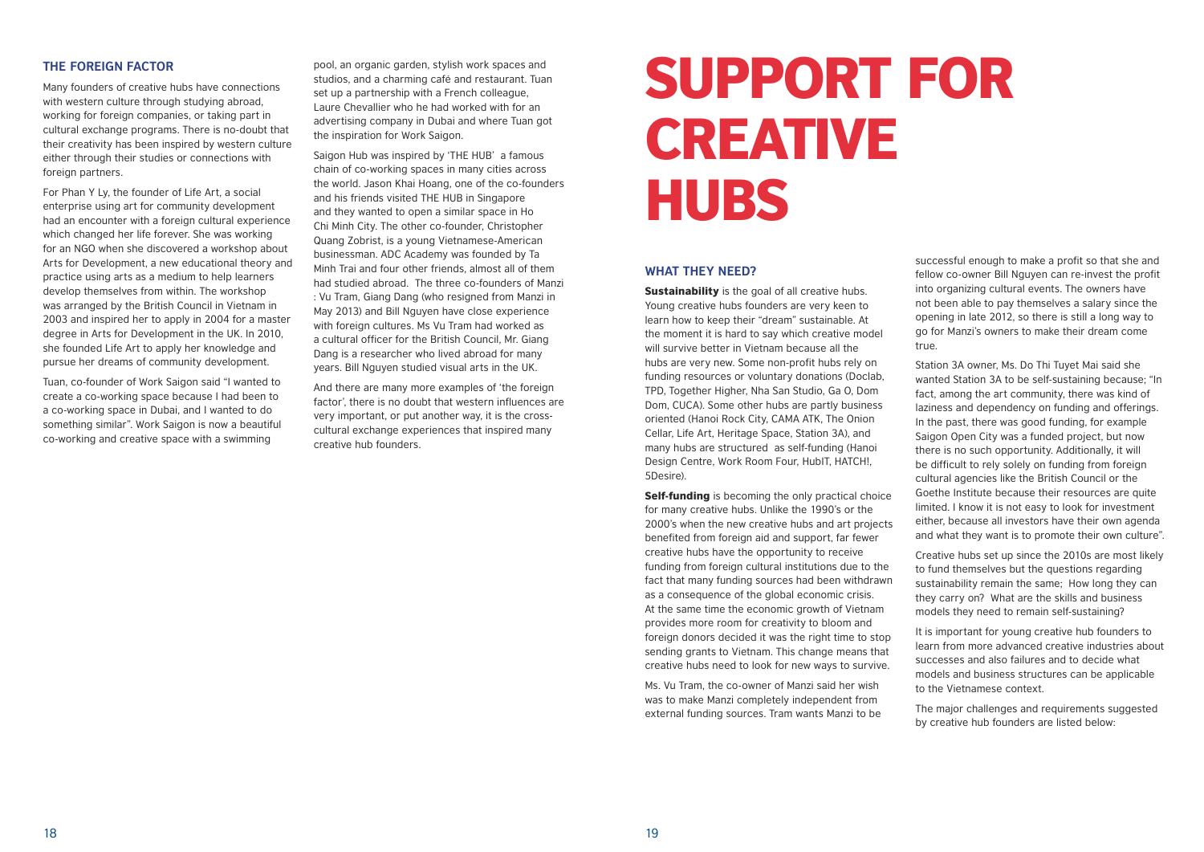### THE FOREIGN FACTOR

Many founders of creative hubs have connections with western culture through studying abroad, working for foreign companies, or taking part in cultural exchange programs. There is no-doubt that their creativity has been inspired by western culture either through their studies or connections with foreign partners.

For Phan Y Ly, the founder of Life Art, a social enterprise using art for community development had an encounter with a foreign cultural experience which changed her life forever. She was working for an NGO when she discovered a workshop about Arts for Development, a new educational theory and practice using arts as a medium to help learners develop themselves from within. The workshop was arranged by the British Council in Vietnam in 2003 and inspired her to apply in 2004 for a master degree in Arts for Development in the UK. In 2010, she founded Life Art to apply her knowledge and pursue her dreams of community development.

Tuan, co-founder of Work Saigon said "I wanted to create a co-working space because I had been to a co-working space in Dubai, and I wanted to do something similar". Work Saigon is now a beautiful co-working and creative space with a swimming pool, an organic garden, stylish work spaces and studios, and a charming café and restaurant. Tuan set up a partnership with a French colleague, Laure Chevallier who he had worked with for an advertising company in Dubai and where Tuan got the inspiration for Work Saigon.

Saigon Hub was inspired by 'THE HUB' a famous chain of co-working spaces in many cities across the world. Jason Khai Hoang, one of the co-founders and his friends visited THE HUB in Singapore and they wanted to open a similar space in Ho Chi Minh City. The other co-founder, Christopher Quang Zobrist, is a young Vietnamese-American businessman. ADC Academy was founded by Ta Minh Trai and four other friends, almost all of them had studied abroad. The three co-founders of Manzi : Vu Tram, Giang Dang (who resigned from Manzi in May 2013) and Bill Nguyen have close experience with foreign cultures. Ms Vu Tram had worked as a cultural officer for the British Council, Mr. Giang Dang is a researcher who lived abroad for many years. Bill Nguyen studied visual arts in the UK.

And there are many more examples of 'the foreign factor', there is no doubt that western influences are very important, or put another way, it is the cross-cultural exchange experiences that inspired many creative hub founders.

# SUPPORT FOR CREATIVE HUBS

### WHAT THEY NEED?

**Sustainability** is the goal of all creative hubs. Young creative hubs founders are very keen to learn how to keep their "dream" sustainable. At the moment it is hard to say which creative model will survive better in Vietnam because all the hubs are very new. Some non-profit hubs rely on funding resources or voluntary donations (Doclab, TPD, Together Higher, Nha San Studio, Ga O, Dom Dom, CUCA). Some other hubs are partly business oriented (Hanoi Rock City, CAMA ATK, The Onion Cellar, Life Art, Heritage Space, Station 3A), and many hubs are structured as self-funding (Hanoi Design Centre, Work Room Four, HubIT, HATCH!, 5Desire).

**Self-funding** is becoming the only practical choice for many creative hubs. Unlike the 1990's or the 2000's when the new creative hubs and art projects benefited from foreign aid and support, far fewer creative hubs have the opportunity to receive funding from foreign cultural institutions due to the fact that many funding sources had been withdrawn as a consequence of the global economic crisis. At the same time the economic growth of Vietnam provides more room for creativity to bloom and foreign donors decided it was the right time to stop sending grants to Vietnam. This change means that creative hubs need to look for new ways to survive.

Ms. Vu Tram, the co-owner of Manzi said her wish was to make Manzi completely independent from external funding sources. Tram wants Manzi to be successful enough to make a profit so that she and fellow co-owner Bill Nguyen can re-invest the profit into organizing cultural events. The owners have not been able to pay themselves a salary since the opening in late 2012, so there is still a long way to go for Manzi's owners to make their dream come true.

Station 3A owner, Ms. Do Thi Tuyet Mai said she wanted Station 3A to be self-sustaining because; "In fact, among the art community, there was kind of laziness and dependency on funding and offerings. In the past, there was good funding, for example Saigon Open City was a funded project, but now there is no such opportunity. Additionally, it will be difficult to rely solely on funding from foreign cultural agencies like the British Council or the Goethe Institute because their resources are quite limited. I know it is not easy to look for investment either, because all investors have their own agenda and what they want is to promote their own culture".

Creative hubs set up since the 2010s are most likely to fund themselves but the questions regarding sustainability remain the same; How long they can they carry on? What are the skills and business models they need to remain self-sustaining?

It is important for young creative hub founders to learn from more advanced creative industries about successes and also failures and to decide what models and business structures can be applicable to the Vietnamese context.

The major challenges and requirements suggested by creative hub founders are listed below: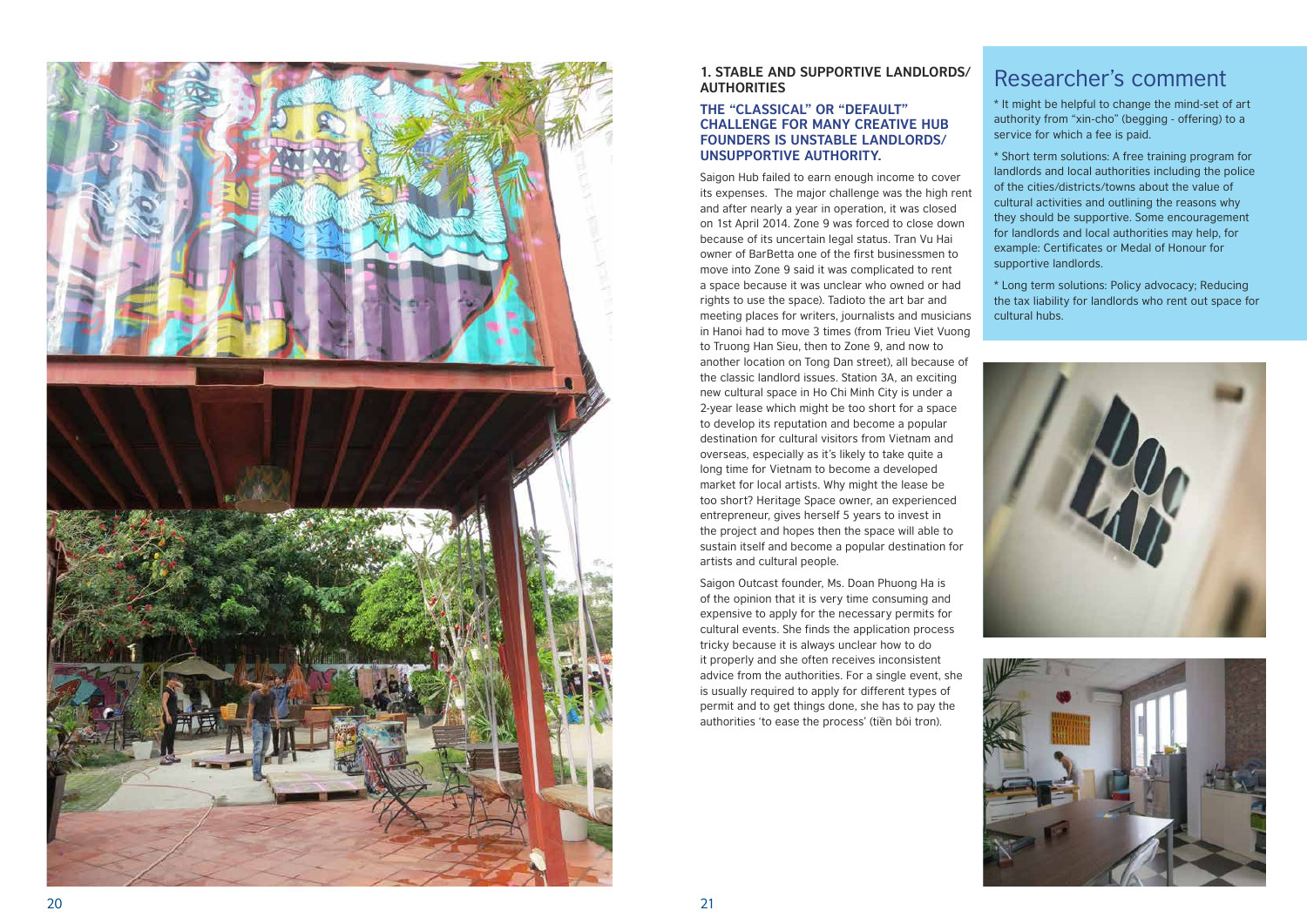### 1. STABLE AND SUPPORTIVE LANDLORDS/ AUTHORITIES

#### THE "CLASSICAL" OR "DEFAULT" CHALLENGE FOR MANY CREATIVE HUB FOUNDERS IS UNSTABLE LANDLORDS/ UNSUPPORTIVE AUTHORITY.

Saigon Hub failed to earn enough income to cover its expenses. The major challenge was the high rent and after nearly a year in operation, it was closed on 1st April 2014. Zone 9 was forced to close down because of its uncertain legal status. Tran Vu Hai owner of BarBetta one of the first businessmen to move into Zone 9 said it was complicated to rent a space because it was unclear who owned or had rights to use the space). Tadioto the art bar and meeting places for writers, journalists and musicians in Hanoi had to move 3 times (from Trieu Viet Vuong to Truong Han Sieu, then to Zone 9, and now to another location on Tong Dan street), all because of the classic landlord issues. Station 3A, an exciting new cultural space in Ho Chi Minh City is under a 2-year lease which might be too short for a space to develop its reputation and become a popular destination for cultural visitors from Vietnam and overseas, especially as it's likely to take quite a long time for Vietnam to become a developed market for local artists. Why might the lease be too short? Heritage Space owner, an experienced entrepreneur, gives herself 5 years to invest in the project and hopes then the space will able to sustain itself and become a popular destination for artists and cultural people.

Saigon Outcast founder, Ms. Doan Phuong Ha is of the opinion that it is very time consuming and expensive to apply for the necessary permits for cultural events. She finds the application process tricky because it is always unclear how to do it properly and she often receives inconsistent advice from the authorities. For a single event, she is usually required to apply for different types of permit and to get things done, she has to pay the authorities 'to ease the process' (tiền bôi trơn).

## Researcher's comment

* It might be helpful to change the mind-set of art authority from "xin-cho" (begging - offering) to a service for which a fee is paid.

* Short term solutions: A free training program for landlords and local authorities including the police of the cities/districts/towns about the value of cultural activities and outlining the reasons why they should be supportive. Some encouragement for landlords and local authorities may help, for example: Certificates or Medal of Honour for supportive landlords.

* Long term solutions: Policy advocacy; Reducing the tax liability for landlords who rent out space for cultural hubs.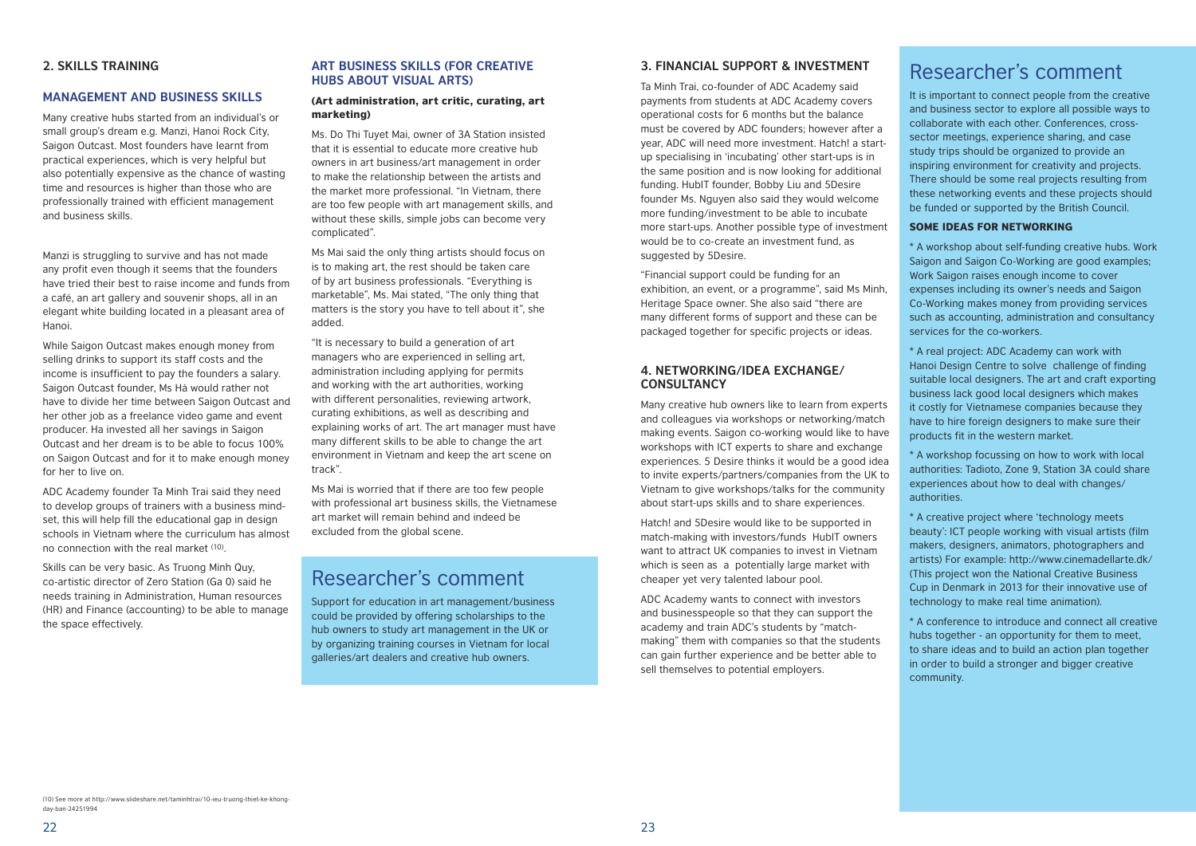## 2. SKILLS TRAINING

### MANAGEMENT AND BUSINESS SKILLS

Many creative hubs started from an individual's or small group's dream e.g. Manzi, Hanoi Rock City, Saigon Outcast. Most founders have learnt from practical experiences, which is very helpful but also potentially expensive as the chance of wasting time and resources is higher than those who are professionally trained with efficient management and business skills.

Manzi is struggling to survive and has not made any profit even though it seems that the founders have tried their best to raise income and funds from a café, an art gallery and souvenir shops, all in an elegant white building located in a pleasant area of Hanoi.

While Saigon Outcast makes enough money from selling drinks to support its staff costs and the income is insufficient to pay the founders a salary. Saigon Outcast founder, Ms Hà would rather not have to divide her time between Saigon Outcast and her other job as a freelance video game and event producer. Ha invested all her savings in Saigon Outcast and her dream is to be able to focus 100% on Saigon Outcast and for it to make enough money for her to live on.

ADC Academy founder Ta Minh Trai said they need to develop groups of trainers with a business mind-set, this will help fill the educational gap in design schools in Vietnam where the curriculum has almost no connection with the real market [10].

Skills can be very basic. As Truong Minh Quy, co-artistic director of Zero Station (Ga 0) said he needs training in Administration, Human resources (HR) and Finance (accounting) to be able to manage the space effectively.

### ART BUSINESS SKILLS (FOR CREATIVE HUBS ABOUT VISUAL ARTS)

**(Art administration, art critic, curating, art marketing)**

Ms. Do Thi Tuyet Mai, owner of 3A Station insisted that it is essential to educate more creative hub owners in art business/art management in order to make the relationship between the artists and the market more professional. "In Vietnam, there are too few people with art management skills, and without these skills, simple jobs can become very complicated".

Ms Mai said the only thing artists should focus on is to making art, the rest should be taken care of by art business professionals. "Everything is marketable", Ms. Mai stated, "The only thing that matters is the story you have to tell about it", she added.

"It is necessary to build a generation of art managers who are experienced in selling art, administration including applying for permits and working with the art authorities, working with different personalities, reviewing artwork, curating exhibitions, as well as describing and explaining works of art. The art manager must have many different skills to be able to change the art environment in Vietnam and keep the art scene on track".

Ms Mai is worried that if there are too few people with professional art business skills, the Vietnamese art market will remain behind and indeed be excluded from the global scene.

## Researcher's comment

Support for education in art management/business could be provided by offering scholarships to the hub owners to study art management in the UK or by organizing training courses in Vietnam for local galleries/art dealers and creative hub owners.

(10) See more at http://www.slideshare.net/taminhtrai/10-ieu-truong-thiet-ke-khong-day-ban-24251994

## 3. FINANCIAL SUPPORT & INVESTMENT

Ta Minh Trai, co-founder of ADC Academy said payments from students at ADC Academy covers operational costs for 6 months but the balance must be covered by ADC founders; however after a year, ADC will need more investment. Hatch! a start-up specialising in 'incubating' other start-ups is in the same position and is now looking for additional funding. HubIT founder, Bobby Liu and 5Desire founder Ms. Nguyen also said they would welcome more funding/investment to be able to incubate more start-ups. Another possible type of investment would be to co-create an investment fund, as suggested by 5Desire.

"Financial support could be funding for an exhibition, an event, or a programme", said Ms Minh, Heritage Space owner. She also said "there are many different forms of support and these can be packaged together for specific projects or ideas.

## 4. NETWORKING/IDEA EXCHANGE/ CONSULTANCY

Many creative hub owners like to learn from experts and colleagues via workshops or networking/match making events. Saigon co-working would like to have workshops with ICT experts to share and exchange experiences. 5 Desire thinks it would be a good idea to invite experts/partners/companies from the UK to Vietnam to give workshops/talks for the community about start-ups skills and to share experiences.

Hatch! and 5Desire would like to be supported in match-making with investors/funds HubIT owners want to attract UK companies to invest in Vietnam which is seen as a potentially large market with cheaper yet very talented labour pool.

ADC Academy wants to connect with investors and businesspeople so that they can support the academy and train ADC's students by "match-making" them with companies so that the students can gain further experience and be better able to sell themselves to potential employers.

## Researcher's comment

It is important to connect people from the creative and business sector to explore all possible ways to collaborate with each other. Conferences, cross-sector meetings, experience sharing, and case study trips should be organized to provide an inspiring environment for creativity and projects. There should be some real projects resulting from these networking events and these projects should be funded or supported by the British Council.

**SOME IDEAS FOR NETWORKING**

* A workshop about self-funding creative hubs. Work Saigon and Saigon Co-Working are good examples; Work Saigon raises enough income to cover expenses including its owner's needs and Saigon Co-Working makes money from providing services such as accounting, administration and consultancy services for the co-workers.

* A real project: ADC Academy can work with Hanoi Design Centre to solve challenge of finding suitable local designers. The art and craft exporting business lack good local designers which makes it costly for Vietnamese companies because they have to hire foreign designers to make sure their products fit in the western market.

* A workshop focussing on how to work with local authorities: Tadioto, Zone 9, Station 3A could share experiences about how to deal with changes/ authorities.

* A creative project where 'technology meets beauty': ICT people working with visual artists (film makers, designers, animators, photographers and artists) For example: http://www.cinemadellarte.dk/ (This project won the National Creative Business Cup in Denmark in 2013 for their innovative use of technology to make real time animation).

* A conference to introduce and connect all creative hubs together - an opportunity for them to meet, to share ideas and to build an action plan together in order to build a stronger and bigger creative community.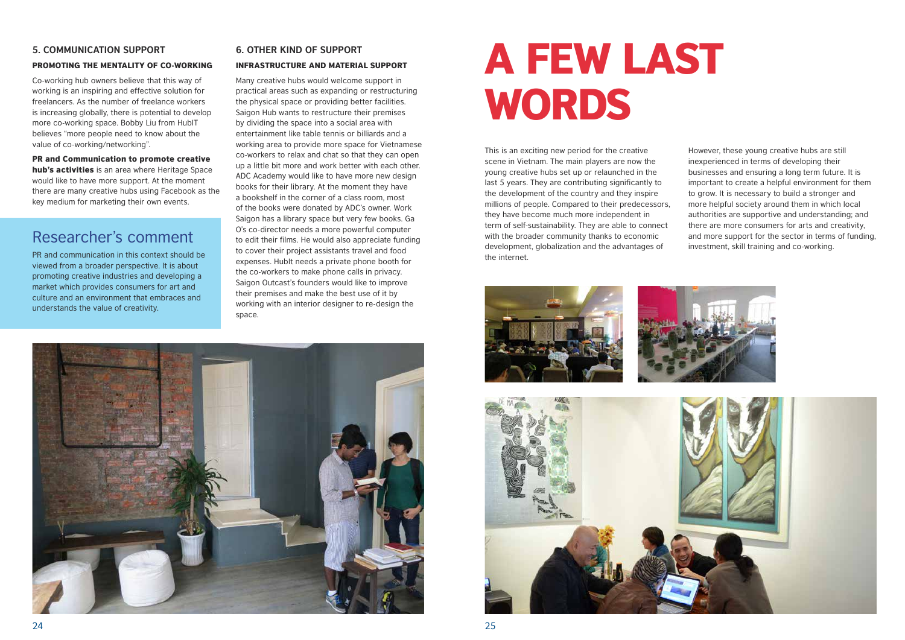## 5. COMMUNICATION SUPPORT

### PROMOTING THE MENTALITY OF CO-WORKING

Co-working hub owners believe that this way of working is an inspiring and effective solution for freelancers. As the number of freelance workers is increasing globally, there is potential to develop more co-working space. Bobby Liu from HubIT believes "more people need to know about the value of co-working/networking".

**PR and Communication to promote creative hub's activities** is an area where Heritage Space would like to have more support. At the moment there are many creative hubs using Facebook as the key medium for marketing their own events.

### Researcher's comment

PR and communication in this context should be viewed from a broader perspective. It is about promoting creative industries and developing a market which provides consumers for art and culture and an environment that embraces and understands the value of creativity.

## 6. OTHER KIND OF SUPPORT

### INFRASTRUCTURE AND MATERIAL SUPPORT

Many creative hubs would welcome support in practical areas such as expanding or restructuring the physical space or providing better facilities. Saigon Hub wants to restructure their premises by dividing the space into a social area with entertainment like table tennis or billiards and a working area to provide more space for Vietnamese co-workers to relax and chat so that they can open up a little bit more and work better with each other. ADC Academy would like to have more new design books for their library. At the moment they have a bookshelf in the corner of a class room, most of the books were donated by ADC's owner. Work Saigon has a library space but very few books. Ga O's co-director needs a more powerful computer to edit their films. He would also appreciate funding to cover their project assistants travel and food expenses. HubIt needs a private phone booth for the co-workers to make phone calls in privacy. Saigon Outcast's founders would like to improve their premises and make the best use of it by working with an interior designer to re-design the space.

# A FEW LAST WORDS

This is an exciting new period for the creative scene in Vietnam. The main players are now the young creative hubs set up or relaunched in the last 5 years. They are contributing significantly to the development of the country and they inspire millions of people. Compared to their predecessors, they have become much more independent in term of self-sustainability. They are able to connect with the broader community thanks to economic development, globalization and the advantages of the internet.

However, these young creative hubs are still inexperienced in terms of developing their businesses and ensuring a long term future. It is important to create a helpful environment for them to grow. It is necessary to build a stronger and more helpful society around them in which local authorities are supportive and understanding; and there are more consumers for arts and creativity, and more support for the sector in terms of funding, investment, skill training and co-working.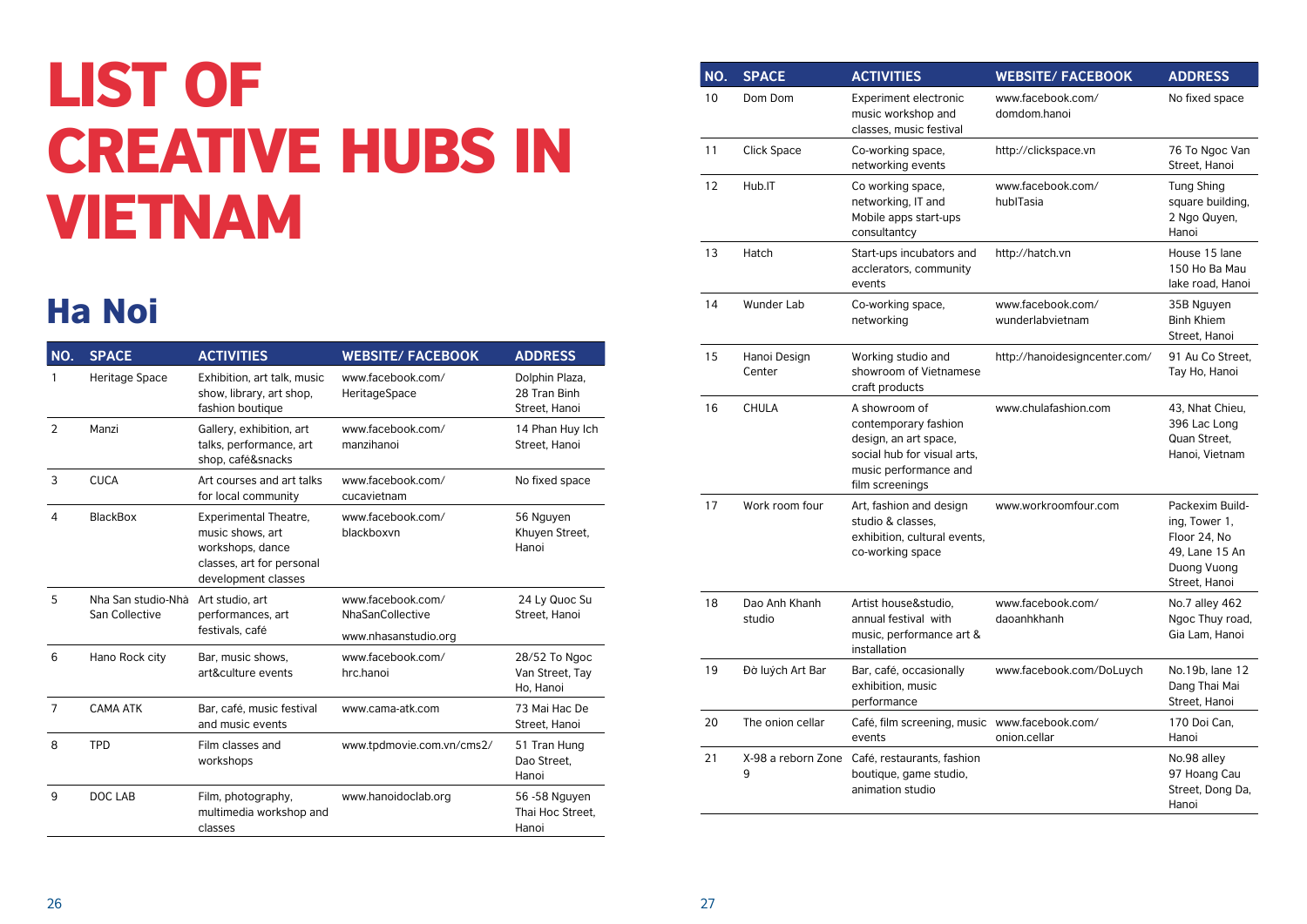# LIST OF CREATIVE HUBS IN VIETNAM

## Ha Noi

| NO. | SPACE | ACTIVITIES | WEBSITE/ FACEBOOK | ADDRESS |
|---|---|---|---|---|
| 1 | Heritage Space | Exhibition, art talk, music show, library, art shop, fashion boutique | www.facebook.com/HeritageSpace | Dolphin Plaza, 28 Tran Binh Street, Hanoi |
| 2 | Manzi | Gallery, exhibition, art talks, performance, art shop, café&snacks | www.facebook.com/manzihanoi | 14 Phan Huy Ich Street, Hanoi |
| 3 | CUCA | Art courses and art talks for local community | www.facebook.com/cucavietnam | No fixed space |
| 4 | BlackBox | Experimental Theatre, music shows, art workshops, dance classes, art for personal development classes | www.facebook.com/blackboxvn | 56 Nguyen Khuyen Street, Hanoi |
| 5 | Nha San studio-Nhà San Collective | Art studio, art performances, art festivals, café | www.facebook.com/NhaSanCollective www.nhasanstudio.org | 24 Ly Quoc Su Street, Hanoi |
| 6 | Hano Rock city | Bar, music shows, art&culture events | www.facebook.com/hrc.hanoi | 28/52 To Ngoc Van Street, Tay Ho, Hanoi |
| 7 | CAMA ATK | Bar, café, music festival and music events | www.cama-atk.com | 73 Mai Hac De Street, Hanoi |
| 8 | TPD | Film classes and workshops | www.tpdmovie.com.vn/cms2/ | 51 Tran Hung Dao Street, Hanoi |
| 9 | DOC LAB | Film, photography, multimedia workshop and classes | www.hanoidoclab.org | 56 -58 Nguyen Thai Hoc Street, Hanoi |
| 10 | Dom Dom | Experiment electronic music workshop and classes, music festival | www.facebook.com/domdom.hanoi | No fixed space |
| 11 | Click Space | Co-working space, networking events | http://clickspace.vn | 76 To Ngoc Van Street, Hanoi |
| 12 | Hub.IT | Co working space, networking, IT and Mobile apps start-ups consultantcy | www.facebook.com/hubITasia | Tung Shing square building, 2 Ngo Quyen, Hanoi |
| 13 | Hatch | Start-ups incubators and acclerators, community events | http://hatch.vn | House 15 lane 150 Ho Ba Mau lake road, Hanoi |
| 14 | Wunder Lab | Co-working space, networking | www.facebook.com/wunderlabvietnam | 35B Nguyen Binh Khiem Street, Hanoi |
| 15 | Hanoi Design Center | Working studio and showroom of Vietnamese craft products | http://hanoidesigncenter.com/ | 91 Au Co Street, Tay Ho, Hanoi |
| 16 | CHULA | A showroom of contemporary fashion design, an art space, social hub for visual arts, music performance and film screenings | www.chulafashion.com | 43, Nhat Chieu, 396 Lac Long Quan Street, Hanoi, Vietnam |
| 17 | Work room four | Art, fashion and design studio & classes, exhibition, cultural events, co-working space | www.workroomfour.com | Packexim Building, Tower 1, Floor 24, No 49, Lane 15 An Duong Vuong Street, Hanoi |
| 18 | Dao Anh Khanh studio | Artist house&studio, annual festival with music, performance art & installation | www.facebook.com/daoanhkhanh | No.7 alley 462 Ngoc Thuy road, Gia Lam, Hanoi |
| 19 | Đỏ luých Art Bar | Bar, café, occasionally exhibition, music performance | www.facebook.com/DoLuych | No.19b, lane 12 Dang Thai Mai Street, Hanoi |
| 20 | The onion cellar | Café, film screening, music events | www.facebook.com/onion.cellar | 170 Doi Can, Hanoi |
| 21 | X-98 a reborn Zone 9 | Café, restaurants, fashion boutique, game studio, animation studio | | No.98 alley 97 Hoang Cau Street, Dong Da, Hanoi |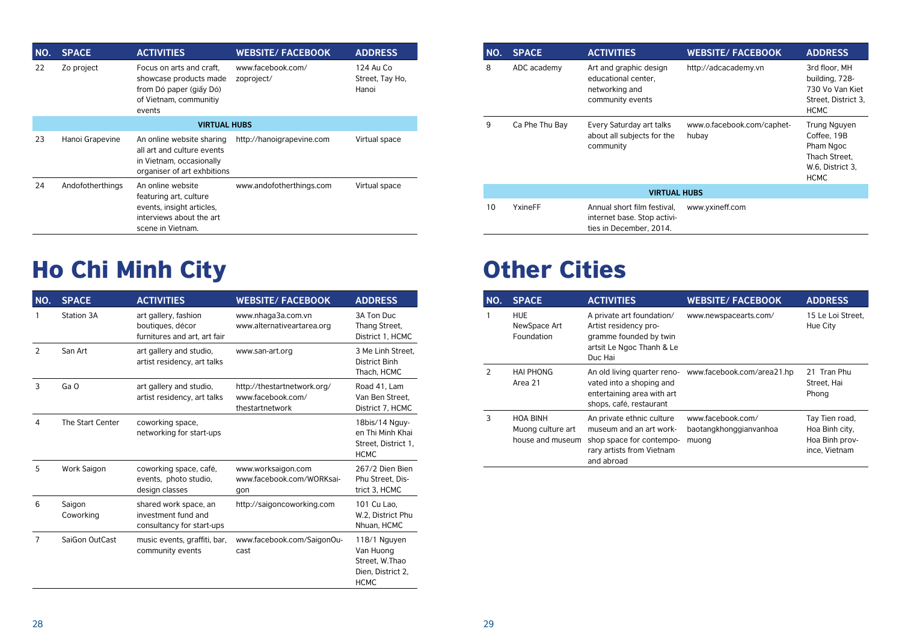| NO. | SPACE | ACTIVITIES | WEBSITE/ FACEBOOK | ADDRESS |
|---|---|---|---|---|
| 22 | Zo project | Focus on arts and craft, showcase products made from Dó paper (giấy Dó) of Vietnam, communitiy events | www.facebook.com/zoproject/ | 124 Au Co Street, Tay Ho, Hanoi |
| | | **VIRTUAL HUBS** | | |
| 23 | Hanoi Grapevine | An online website sharing all art and culture events in Vietnam, occasionally organiser of art exhbitions | http://hanoigrapevine.com | Virtual space |
| 24 | Andofotherthings | An online website featuring art, culture events, insight articles, interviews about the art scene in Vietnam. | www.andofotherthings.com | Virtual space |

# Ho Chi Minh City

| NO. | SPACE | ACTIVITIES | WEBSITE/ FACEBOOK | ADDRESS |
|---|---|---|---|---|
| 1 | Station 3A | art gallery, fashion boutiques, décor furnitures and art, art fair | www.nhaga3a.com.vn www.alternativeartarea.org | 3A Ton Duc Thang Street, District 1, HCMC |
| 2 | San Art | art gallery and studio, artist residency, art talks | www.san-art.org | 3 Me Linh Street, District Binh Thach, HCMC |
| 3 | Ga O | art gallery and studio, artist residency, art talks | http://thestartnetwork.org/ www.facebook.com/thestartnetwork | Road 41, Lam Van Ben Street, District 7, HCMC |
| 4 | The Start Center | coworking space, networking for start-ups | | 18bis/14 Nguyen Thi Minh Khai Street, District 1, HCMC |
| 5 | Work Saigon | coworking space, café, events, photo studio, design classes | www.worksaigon.com www.facebook.com/WORKsaigon | 267/2 Dien Bien Phu Street, District 3, HCMC |
| 6 | Saigon Coworking | shared work space, an investment fund and consultancy for start-ups | http://saigoncoworking.com | 101 Cu Lao, W.2, District Phu Nhuan, HCMC |
| 7 | SaiGon OutCast | music events, graffiti, bar, community events | www.facebook.com/SaigonOucast | 118/1 Nguyen Van Huong Street, W.Thao Dien, District 2, HCMC |
| 8 | ADC academy | Art and graphic design educational center, networking and community events | http://adcacademy.vn | 3rd floor, MH building, 728-730 Vo Van Kiet Street, District 3, HCMC |
| 9 | Ca Phe Thu Bay | Every Saturday art talks about all subjects for the community | www.o.facebook.com/caphethubay | Trung Nguyen Coffee, 19B Pham Ngoc Thach Street, W.6, District 3, HCMC |
| | | **VIRTUAL HUBS** | | |
| 10 | YxineFF | Annual short film festival, internet base. Stop activities in December, 2014. | www.yxineff.com | |

# Other Cities

| NO. | SPACE | ACTIVITIES | WEBSITE/ FACEBOOK | ADDRESS |
|---|---|---|---|---|
| 1 | HUE NewSpace Art Foundation | A private art foundation/ Artist residency programme founded by twin artsit Le Ngoc Thanh & Le Duc Hai | www.newspacearts.com/ | 15 Le Loi Street, Hue City |
| 2 | HAI PHONG Area 21 | An old living quarter renovated into a shoping and entertaining area with art shops, café, restaurant | www.facebook.com/area21.hp | 21 Tran Phu Street, Hai Phong |
| 3 | HOA BINH Muong culture art house and museum | An private ethnic culture museum and an art workshop space for contemporary artists from Vietnam and abroad | www.facebook.com/baotangkhonggianvanhoamuong | Tay Tien road, Hoa Binh city, Hoa Binh province, Vietnam |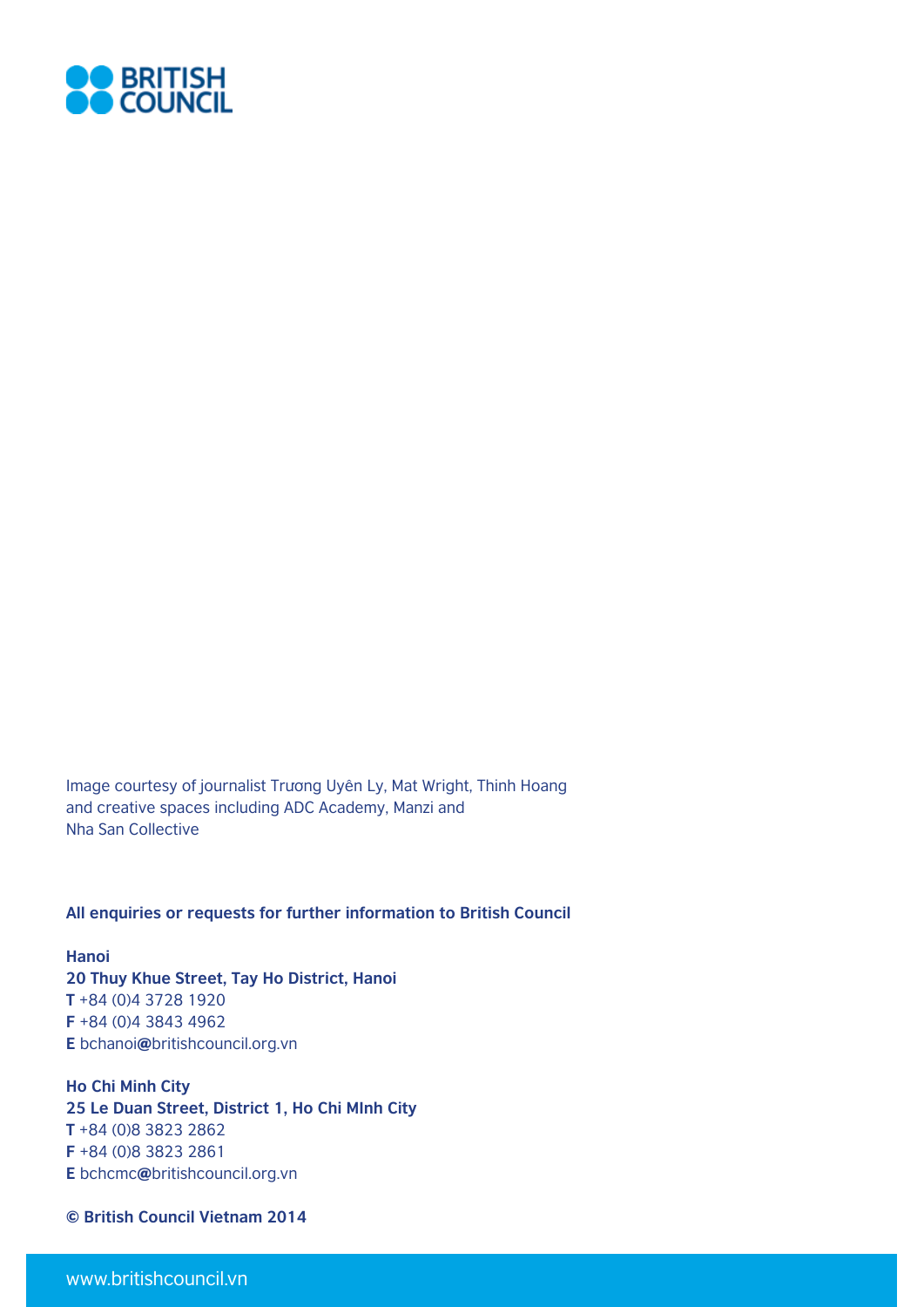BRITISH COUNCIL

Image courtesy of journalist Trương Uyên Ly, Mat Wright, Thinh Hoang and creative spaces including ADC Academy, Manzi and Nha San Collective

**All enquiries or requests for further information to British Council**

**Hanoi**
**20 Thuy Khue Street, Tay Ho District, Hanoi**
**T** +84 (0)4 3728 1920
**F** +84 (0)4 3843 4962
**E** bchanoi@britishcouncil.org.vn

**Ho Chi Minh City**
**25 Le Duan Street, District 1, Ho Chi MInh City**
**T** +84 (0)8 3823 2862
**F** +84 (0)8 3823 2861
**E** bchcmc@britishcouncil.org.vn

**© British Council Vietnam 2014**

www.britishcouncil.vn